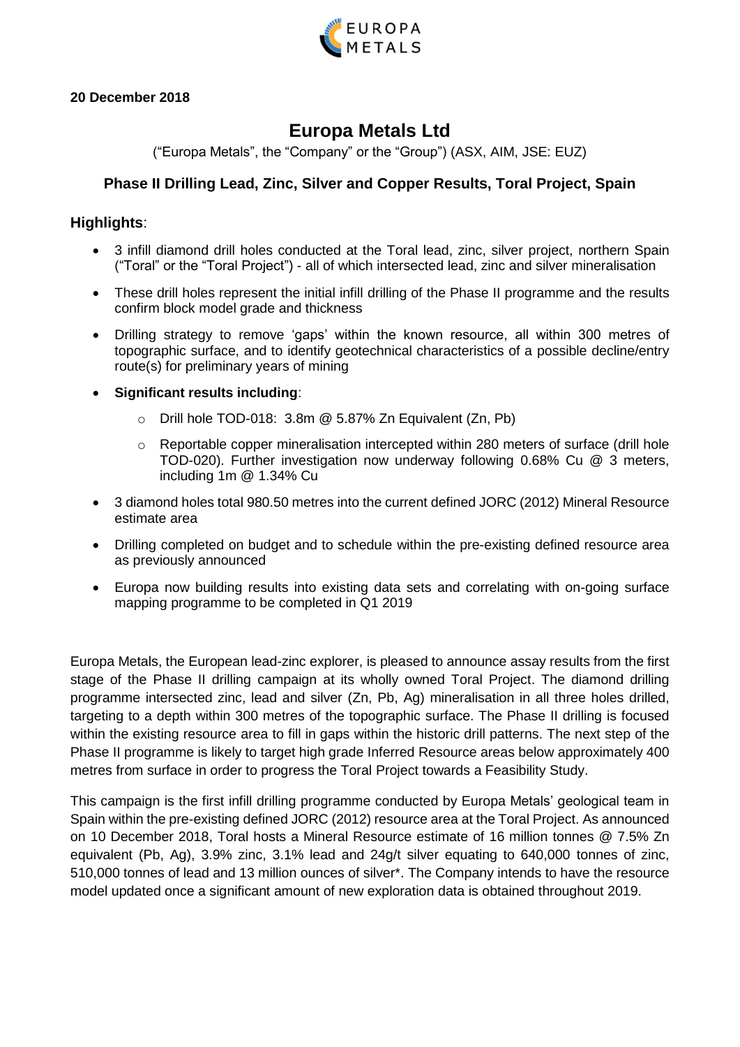**20 December 2018**

# Europa Metals Ltd

("Europa Metals", the "Company" or the "Group") (ASX, AIM, JSE: EUZ)

## Phase II Drilling Lead, Zinc, Silver and Copper Results, Toral Project, Spain

### Highlights:

- 3 infill diamond drill holes conducted at the Toral lead, zinc, silver project, northern Spain ("Toral" or the "Toral Project") - all of which intersected lead, zinc and silver mineralisation
- These drill holes represent the initial infill drilling of the Phase II programme and the results confirm block model grade and thickness
- Drilling strategy to remove 'gaps' within the known resource, all within 300 metres of topographic surface, and to identify geotechnical characteristics of a possible decline/entry route(s) for preliminary years of mining
- **Significant results including**:
    - Drill hole TOD-018: 3.8m @ 5.87% Zn Equivalent (Zn, Pb)
    - Reportable copper mineralisation intercepted within 280 meters of surface (drill hole TOD-020). Further investigation now underway following 0.68% Cu @ 3 meters, including 1m @ 1.34% Cu
- 3 diamond holes total 980.50 metres into the current defined JORC (2012) Mineral Resource estimate area
- Drilling completed on budget and to schedule within the pre-existing defined resource area as previously announced
- Europa now building results into existing data sets and correlating with on-going surface mapping programme to be completed in Q1 2019

Europa Metals, the European lead-zinc explorer, is pleased to announce assay results from the first stage of the Phase II drilling campaign at its wholly owned Toral Project. The diamond drilling programme intersected zinc, lead and silver (Zn, Pb, Ag) mineralisation in all three holes drilled, targeting to a depth within 300 metres of the topographic surface. The Phase II drilling is focused within the existing resource area to fill in gaps within the historic drill patterns. The next step of the Phase II programme is likely to target high grade Inferred Resource areas below approximately 400 metres from surface in order to progress the Toral Project towards a Feasibility Study.

This campaign is the first infill drilling programme conducted by Europa Metals' geological team in Spain within the pre-existing defined JORC (2012) resource area at the Toral Project. As announced on 10 December 2018, Toral hosts a Mineral Resource estimate of 16 million tonnes @ 7.5% Zn equivalent (Pb, Ag), 3.9% zinc, 3.1% lead and 24g/t silver equating to 640,000 tonnes of zinc, 510,000 tonnes of lead and 13 million ounces of silver*. The Company intends to have the resource model updated once a significant amount of new exploration data is obtained throughout 2019.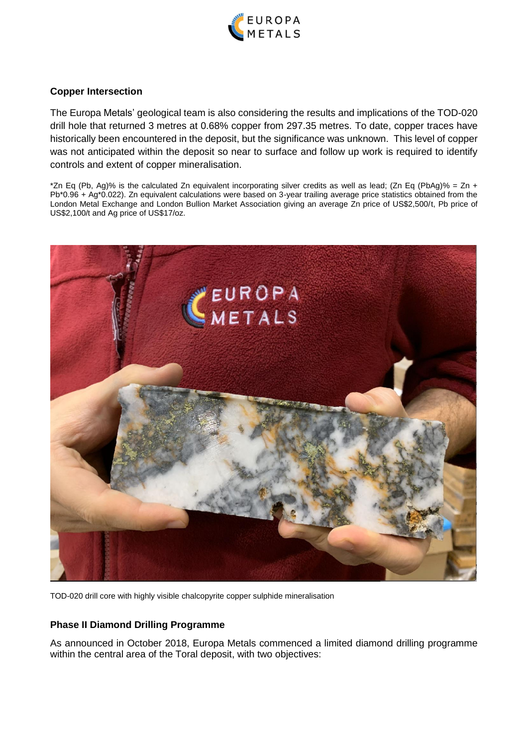### Copper Intersection

The Europa Metals' geological team is also considering the results and implications of the TOD-020 drill hole that returned 3 metres at 0.68% copper from 297.35 metres. To date, copper traces have historically been encountered in the deposit, but the significance was unknown. This level of copper was not anticipated within the deposit so near to surface and follow up work is required to identify controls and extent of copper mineralisation.

*Zn Eq (Pb, Ag)% is the calculated Zn equivalent incorporating silver credits as well as lead; (Zn Eq (PbAg)% = Zn + Pb*0.96 + Ag*0.022). Zn equivalent calculations were based on 3-year trailing average price statistics obtained from the London Metal Exchange and London Bullion Market Association giving an average Zn price of US$2,500/t, Pb price of US$2,100/t and Ag price of US$17/oz.

TOD-020 drill core with highly visible chalcopyrite copper sulphide mineralisation

### Phase II Diamond Drilling Programme

As announced in October 2018, Europa Metals commenced a limited diamond drilling programme within the central area of the Toral deposit, with two objectives: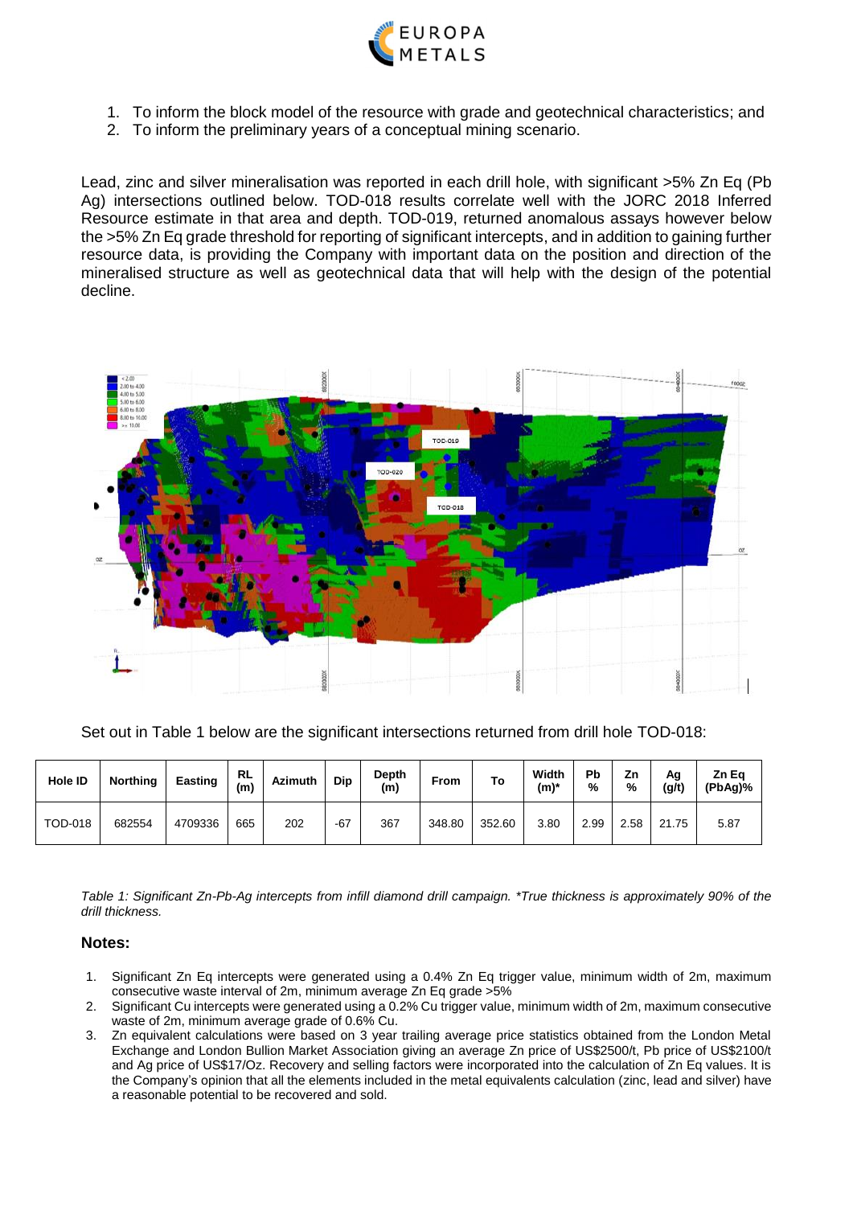1. To inform the block model of the resource with grade and geotechnical characteristics; and
2. To inform the preliminary years of a conceptual mining scenario.

Lead, zinc and silver mineralisation was reported in each drill hole, with significant >5% Zn Eq (Pb Ag) intersections outlined below. TOD-018 results correlate well with the JORC 2018 Inferred Resource estimate in that area and depth. TOD-019, returned anomalous assays however below the >5% Zn Eq grade threshold for reporting of significant intercepts, and in addition to gaining further resource data, is providing the Company with important data on the position and direction of the mineralised structure as well as geotechnical data that will help with the design of the potential decline.

Set out in Table 1 below are the significant intersections returned from drill hole TOD-018:

| Hole ID | Northing | Easting | RL (m) | Azimuth | Dip | Depth (m) | From | To | Width (m)* | Pb % | Zn % | Ag (g/t) | Zn Eq (PbAg)% |
|---|---|---|---|---|---|---|---|---|---|---|---|---|---|
| TOD-018 | 682554 | 4709336 | 665 | 202 | -67 | 367 | 348.80 | 352.60 | 3.80 | 2.99 | 2.58 | 21.75 | 5.87 |

*Table 1: Significant Zn-Pb-Ag intercepts from infill diamond drill campaign. *True thickness is approximately 90% of the drill thickness.*

**Notes:**

1. Significant Zn Eq intercepts were generated using a 0.4% Zn Eq trigger value, minimum width of 2m, maximum consecutive waste interval of 2m, minimum average Zn Eq grade >5%
2. Significant Cu intercepts were generated using a 0.2% Cu trigger value, minimum width of 2m, maximum consecutive waste of 2m, minimum average grade of 0.6% Cu.
3. Zn equivalent calculations were based on 3 year trailing average price statistics obtained from the London Metal Exchange and London Bullion Market Association giving an average Zn price of US$2500/t, Pb price of US$2100/t and Ag price of US$17/Oz. Recovery and selling factors were incorporated into the calculation of Zn Eq values. It is the Company's opinion that all the elements included in the metal equivalents calculation (zinc, lead and silver) have a reasonable potential to be recovered and sold.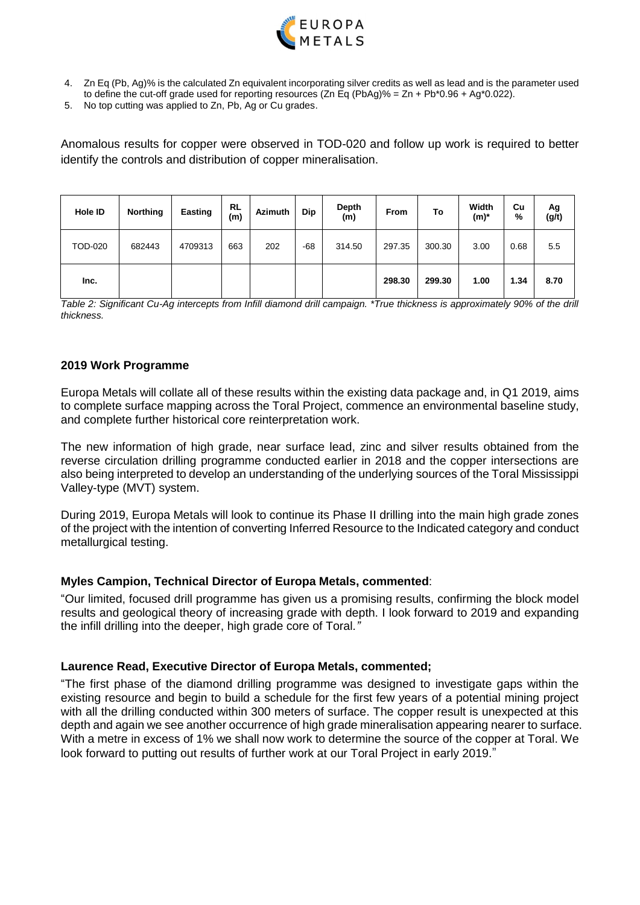4. Zn Eq (Pb, Ag)% is the calculated Zn equivalent incorporating silver credits as well as lead and is the parameter used to define the cut-off grade used for reporting resources (Zn Eq (PbAg)% = Zn + Pb*0.96 + Ag*0.022).
5. No top cutting was applied to Zn, Pb, Ag or Cu grades.

Anomalous results for copper were observed in TOD-020 and follow up work is required to better identify the controls and distribution of copper mineralisation.

| Hole ID | Northing | Easting | RL (m) | Azimuth | Dip | Depth (m) | From | To | Width (m)* | Cu % | Ag (g/t) |
|---|---|---|---|---|---|---|---|---|---|---|---|
| TOD-020 | 682443 | 4709313 | 663 | 202 | -68 | 314.50 | 297.35 | 300.30 | 3.00 | 0.68 | 5.5 |
| **Inc.** | | | | | | | **298.30** | **299.30** | **1.00** | **1.34** | **8.70** |

*Table 2: Significant Cu-Ag intercepts from Infill diamond drill campaign. *True thickness is approximately 90% of the drill thickness.*

## 2019 Work Programme

Europa Metals will collate all of these results within the existing data package and, in Q1 2019, aims to complete surface mapping across the Toral Project, commence an environmental baseline study, and complete further historical core reinterpretation work.

The new information of high grade, near surface lead, zinc and silver results obtained from the reverse circulation drilling programme conducted earlier in 2018 and the copper intersections are also being interpreted to develop an understanding of the underlying sources of the Toral Mississippi Valley-type (MVT) system.

During 2019, Europa Metals will look to continue its Phase II drilling into the main high grade zones of the project with the intention of converting Inferred Resource to the Indicated category and conduct metallurgical testing.

### Myles Campion, Technical Director of Europa Metals, commented:

"Our limited, focused drill programme has given us a promising results, confirming the block model results and geological theory of increasing grade with depth. I look forward to 2019 and expanding the infill drilling into the deeper, high grade core of Toral."

### Laurence Read, Executive Director of Europa Metals, commented;

"The first phase of the diamond drilling programme was designed to investigate gaps within the existing resource and begin to build a schedule for the first few years of a potential mining project with all the drilling conducted within 300 meters of surface. The copper result is unexpected at this depth and again we see another occurrence of high grade mineralisation appearing nearer to surface. With a metre in excess of 1% we shall now work to determine the source of the copper at Toral. We look forward to putting out results of further work at our Toral Project in early 2019."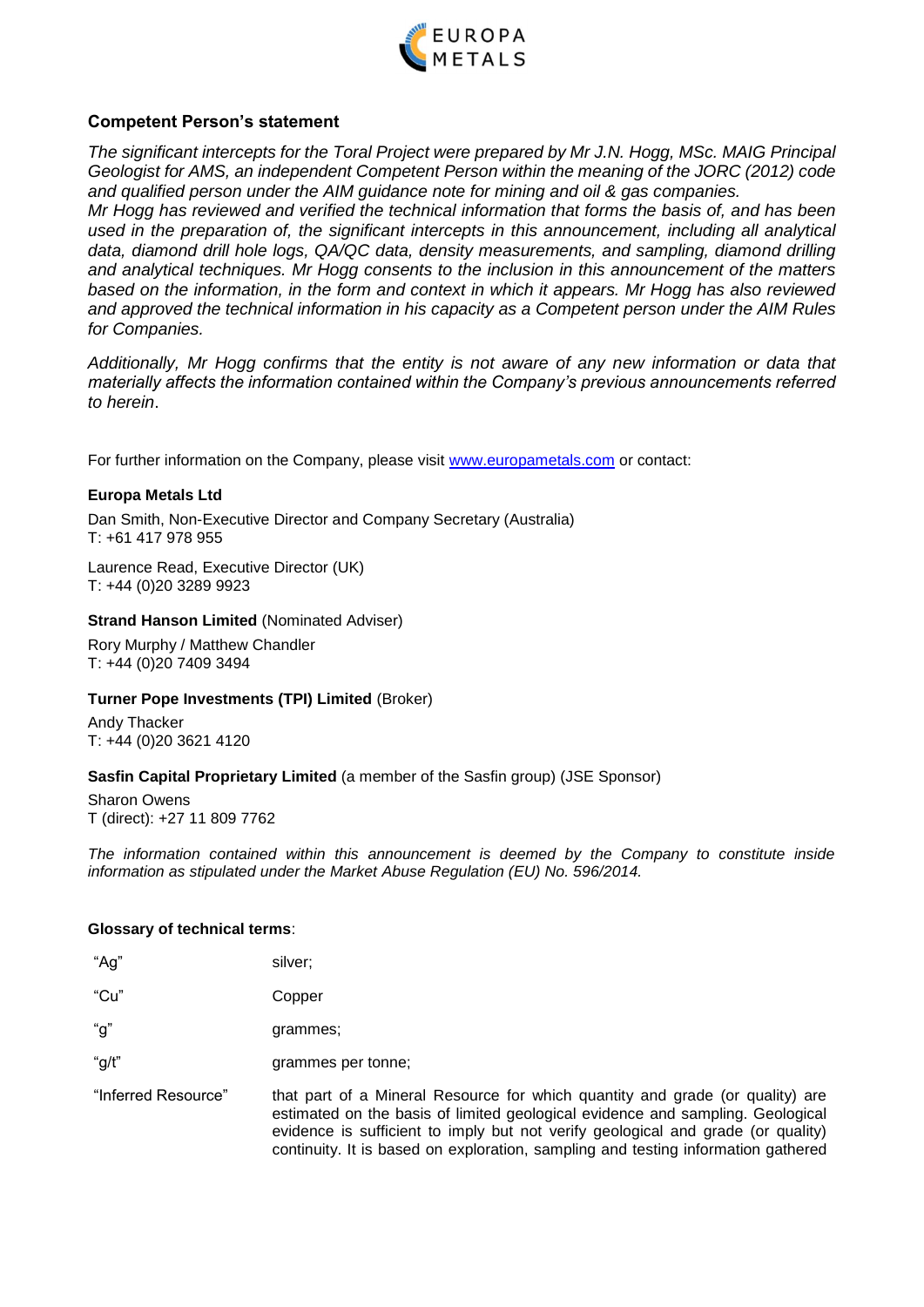## Competent Person's statement

*The significant intercepts for the Toral Project were prepared by Mr J.N. Hogg, MSc. MAIG Principal Geologist for AMS, an independent Competent Person within the meaning of the JORC (2012) code and qualified person under the AIM guidance note for mining and oil & gas companies.*
*Mr Hogg has reviewed and verified the technical information that forms the basis of, and has been used in the preparation of, the significant intercepts in this announcement, including all analytical data, diamond drill hole logs, QA/QC data, density measurements, and sampling, diamond drilling and analytical techniques. Mr Hogg consents to the inclusion in this announcement of the matters based on the information, in the form and context in which it appears. Mr Hogg has also reviewed and approved the technical information in his capacity as a Competent person under the AIM Rules for Companies.*

*Additionally, Mr Hogg confirms that the entity is not aware of any new information or data that materially affects the information contained within the Company's previous announcements referred to herein*.

For further information on the Company, please visit www.europametals.com or contact:

**Europa Metals Ltd**

Dan Smith, Non-Executive Director and Company Secretary (Australia)
T: +61 417 978 955

Laurence Read, Executive Director (UK)
T: +44 (0)20 3289 9923

**Strand Hanson Limited** (Nominated Adviser)

Rory Murphy / Matthew Chandler
T: +44 (0)20 7409 3494

**Turner Pope Investments (TPI) Limited** (Broker)

Andy Thacker
T: +44 (0)20 3621 4120

**Sasfin Capital Proprietary Limited** (a member of the Sasfin group) (JSE Sponsor)

Sharon Owens
T (direct): +27 11 809 7762

*The information contained within this announcement is deemed by the Company to constitute inside information as stipulated under the Market Abuse Regulation (EU) No. 596/2014.*

**Glossary of technical terms**:

| | |
|---|---|
| "Ag" | silver; |
| "Cu" | Copper |
| "g" | grammes; |
| "g/t" | grammes per tonne; |
| "Inferred Resource" | that part of a Mineral Resource for which quantity and grade (or quality) are estimated on the basis of limited geological evidence and sampling. Geological evidence is sufficient to imply but not verify geological and grade (or quality) continuity. It is based on exploration, sampling and testing information gathered |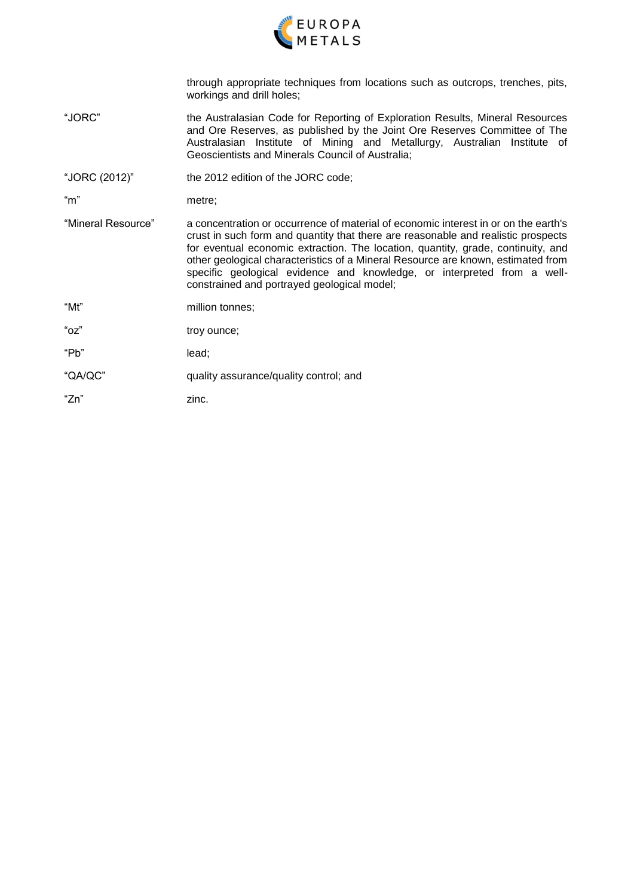through appropriate techniques from locations such as outcrops, trenches, pits, workings and drill holes;

| | |
|---|---|
| "JORC" | the Australasian Code for Reporting of Exploration Results, Mineral Resources and Ore Reserves, as published by the Joint Ore Reserves Committee of The Australasian Institute of Mining and Metallurgy, Australian Institute of Geoscientists and Minerals Council of Australia; |
| "JORC (2012)" | the 2012 edition of the JORC code; |
| "m" | metre; |
| "Mineral Resource" | a concentration or occurrence of material of economic interest in or on the earth's crust in such form and quantity that there are reasonable and realistic prospects for eventual economic extraction. The location, quantity, grade, continuity, and other geological characteristics of a Mineral Resource are known, estimated from specific geological evidence and knowledge, or interpreted from a well-constrained and portrayed geological model; |
| "Mt" | million tonnes; |
| "oz" | troy ounce; |
| "Pb" | lead; |
| "QA/QC" | quality assurance/quality control; and |
| "Zn" | zinc. |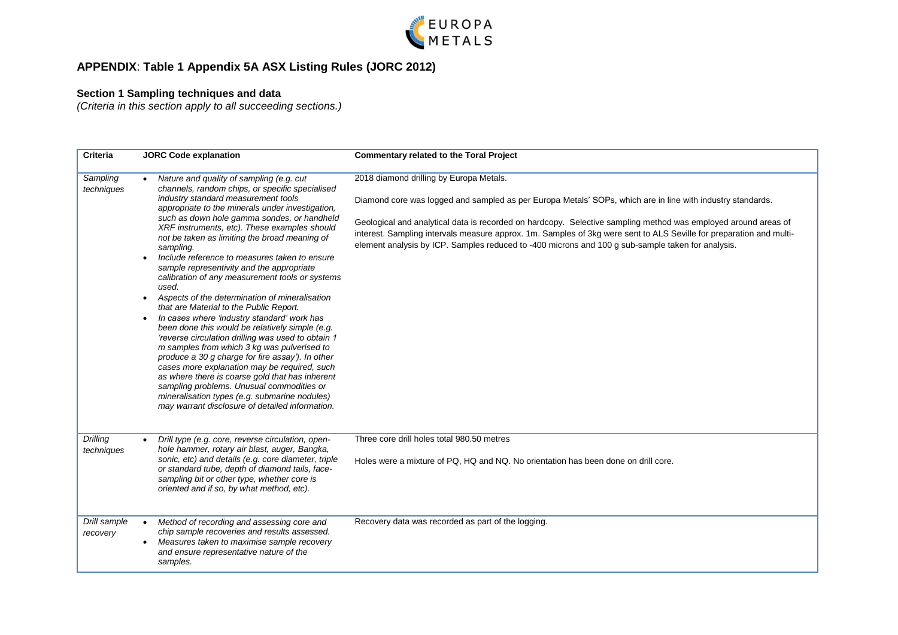## APPENDIX: Table 1 Appendix 5A ASX Listing Rules (JORC 2012)

### Section 1 Sampling techniques and data

*(Criteria in this section apply to all succeeding sections.)*

| Criteria | JORC Code explanation | Commentary related to the Toral Project |
|---|---|---|
| *Sampling techniques* | • *Nature and quality of sampling (e.g. cut channels, random chips, or specific specialised industry standard measurement tools appropriate to the minerals under investigation, such as down hole gamma sondes, or handheld XRF instruments, etc). These examples should not be taken as limiting the broad meaning of sampling.*<br>• *Include reference to measures taken to ensure sample representivity and the appropriate calibration of any measurement tools or systems used.*<br>• *Aspects of the determination of mineralisation that are Material to the Public Report.*<br>• *In cases where 'industry standard' work has been done this would be relatively simple (e.g. 'reverse circulation drilling was used to obtain 1 m samples from which 3 kg was pulverised to produce a 30 g charge for fire assay'). In other cases more explanation may be required, such as where there is coarse gold that has inherent sampling problems. Unusual commodities or mineralisation types (e.g. submarine nodules) may warrant disclosure of detailed information.* | 2018 diamond drilling by Europa Metals.<br><br>Diamond core was logged and sampled as per Europa Metals' SOPs, which are in line with industry standards.<br><br>Geological and analytical data is recorded on hardcopy. Selective sampling method was employed around areas of interest. Sampling intervals measure approx. 1m. Samples of 3kg were sent to ALS Seville for preparation and multi-element analysis by ICP. Samples reduced to -400 microns and 100 g sub-sample taken for analysis. |
| *Drilling techniques* | • *Drill type (e.g. core, reverse circulation, open-hole hammer, rotary air blast, auger, Bangka, sonic, etc) and details (e.g. core diameter, triple or standard tube, depth of diamond tails, face-sampling bit or other type, whether core is oriented and if so, by what method, etc).* | Three core drill holes total 980.50 metres<br><br>Holes were a mixture of PQ, HQ and NQ. No orientation has been done on drill core. |
| *Drill sample recovery* | • *Method of recording and assessing core and chip sample recoveries and results assessed.*<br>• *Measures taken to maximise sample recovery and ensure representative nature of the samples.* | Recovery data was recorded as part of the logging. |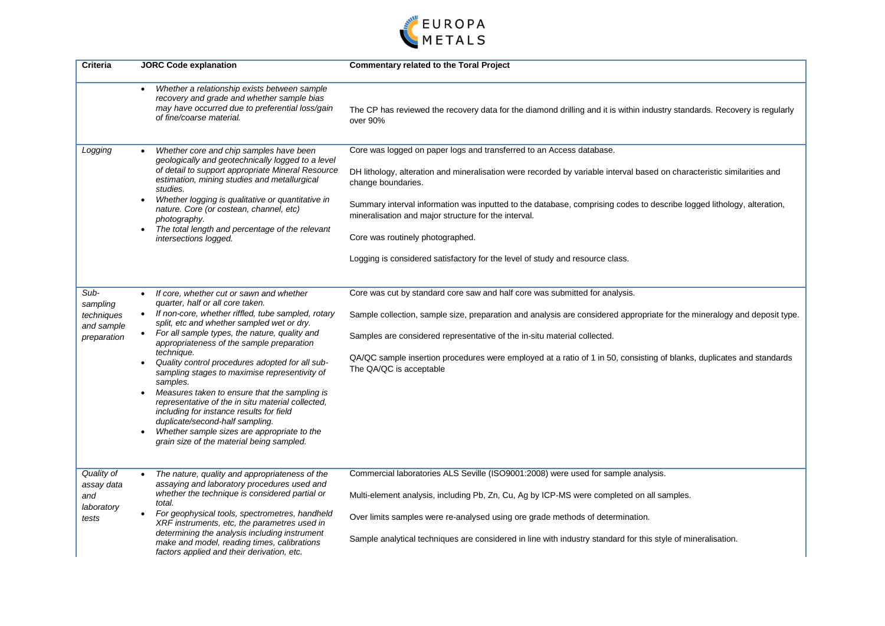| Criteria | JORC Code explanation | Commentary related to the Toral Project |
|---|---|---|
| | • *Whether a relationship exists between sample recovery and grade and whether sample bias may have occurred due to preferential loss/gain of fine/coarse material.* | The CP has reviewed the recovery data for the diamond drilling and it is within industry standards. Recovery is regularly over 90% |
| *Logging* | • *Whether core and chip samples have been geologically and geotechnically logged to a level of detail to support appropriate Mineral Resource estimation, mining studies and metallurgical studies.*<br>• *Whether logging is qualitative or quantitative in nature. Core (or costean, channel, etc) photography.*<br>• *The total length and percentage of the relevant intersections logged.* | Core was logged on paper logs and transferred to an Access database.<br><br>DH lithology, alteration and mineralisation were recorded by variable interval based on characteristic similarities and change boundaries.<br><br>Summary interval information was inputted to the database, comprising codes to describe logged lithology, alteration, mineralisation and major structure for the interval.<br><br>Core was routinely photographed.<br><br>Logging is considered satisfactory for the level of study and resource class. |
| *Sub-sampling techniques and sample preparation* | • *If core, whether cut or sawn and whether quarter, half or all core taken.*<br>• *If non-core, whether riffled, tube sampled, rotary split, etc and whether sampled wet or dry.*<br>• *For all sample types, the nature, quality and appropriateness of the sample preparation technique.*<br>• *Quality control procedures adopted for all sub-sampling stages to maximise representivity of samples.*<br>• *Measures taken to ensure that the sampling is representative of the in situ material collected, including for instance results for field duplicate/second-half sampling.*<br>• *Whether sample sizes are appropriate to the grain size of the material being sampled.* | Core was cut by standard core saw and half core was submitted for analysis.<br><br>Sample collection, sample size, preparation and analysis are considered appropriate for the mineralogy and deposit type.<br><br>Samples are considered representative of the in-situ material collected.<br><br>QA/QC sample insertion procedures were employed at a ratio of 1 in 50, consisting of blanks, duplicates and standards The QA/QC is acceptable |
| *Quality of assay data and laboratory tests* | • *The nature, quality and appropriateness of the assaying and laboratory procedures used and whether the technique is considered partial or total.*<br>• *For geophysical tools, spectrometres, handheld XRF instruments, etc, the parametres used in determining the analysis including instrument make and model, reading times, calibrations factors applied and their derivation, etc.* | Commercial laboratories ALS Seville (ISO9001:2008) were used for sample analysis.<br><br>Multi-element analysis, including Pb, Zn, Cu, Ag by ICP-MS were completed on all samples.<br><br>Over limits samples were re-analysed using ore grade methods of determination.<br><br>Sample analytical techniques are considered in line with industry standard for this style of mineralisation. |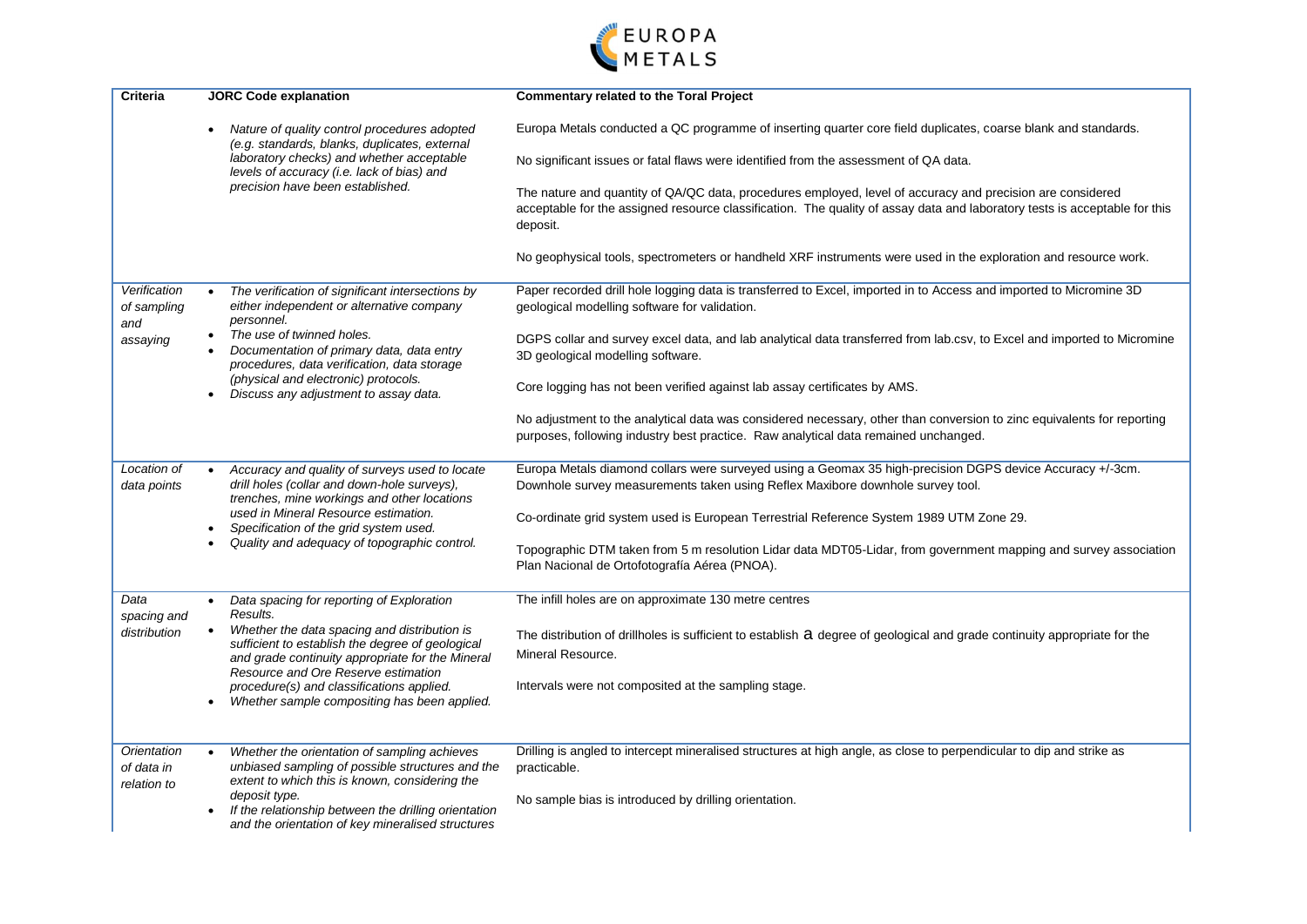| Criteria | JORC Code explanation | Commentary related to the Toral Project |
|---|---|---|
| | • *Nature of quality control procedures adopted (e.g. standards, blanks, duplicates, external laboratory checks) and whether acceptable levels of accuracy (i.e. lack of bias) and precision have been established.* | Europa Metals conducted a QC programme of inserting quarter core field duplicates, coarse blank and standards.<br><br>No significant issues or fatal flaws were identified from the assessment of QA data.<br><br>The nature and quantity of QA/QC data, procedures employed, level of accuracy and precision are considered acceptable for the assigned resource classification. The quality of assay data and laboratory tests is acceptable for this deposit.<br><br>No geophysical tools, spectrometers or handheld XRF instruments were used in the exploration and resource work. |
| *Verification of sampling and assaying* | • *The verification of significant intersections by either independent or alternative company personnel.*<br>• *The use of twinned holes.*<br>• *Documentation of primary data, data entry procedures, data verification, data storage (physical and electronic) protocols.*<br>• *Discuss any adjustment to assay data.* | Paper recorded drill hole logging data is transferred to Excel, imported in to Access and imported to Micromine 3D geological modelling software for validation.<br><br>DGPS collar and survey excel data, and lab analytical data transferred from lab.csv, to Excel and imported to Micromine 3D geological modelling software.<br><br>Core logging has not been verified against lab assay certificates by AMS.<br><br>No adjustment to the analytical data was considered necessary, other than conversion to zinc equivalents for reporting purposes, following industry best practice. Raw analytical data remained unchanged. |
| *Location of data points* | • *Accuracy and quality of surveys used to locate drill holes (collar and down-hole surveys), trenches, mine workings and other locations used in Mineral Resource estimation.*<br>• *Specification of the grid system used.*<br>• *Quality and adequacy of topographic control.* | Europa Metals diamond collars were surveyed using a Geomax 35 high-precision DGPS device Accuracy +/-3cm. Downhole survey measurements taken using Reflex Maxibore downhole survey tool.<br><br>Co-ordinate grid system used is European Terrestrial Reference System 1989 UTM Zone 29.<br><br>Topographic DTM taken from 5 m resolution Lidar data MDT05-Lidar, from government mapping and survey association Plan Nacional de Ortofotografía Aérea (PNOA). |
| *Data spacing and distribution* | • *Data spacing for reporting of Exploration Results.*<br>• *Whether the data spacing and distribution is sufficient to establish the degree of geological and grade continuity appropriate for the Mineral Resource and Ore Reserve estimation procedure(s) and classifications applied.*<br>• *Whether sample compositing has been applied.* | The infill holes are on approximate 130 metre centres<br><br>The distribution of drillholes is sufficient to establish a degree of geological and grade continuity appropriate for the Mineral Resource.<br><br>Intervals were not composited at the sampling stage. |
| *Orientation of data in relation to* | • *Whether the orientation of sampling achieves unbiased sampling of possible structures and the extent to which this is known, considering the deposit type.*<br>• *If the relationship between the drilling orientation and the orientation of key mineralised structures* | Drilling is angled to intercept mineralised structures at high angle, as close to perpendicular to dip and strike as practicable.<br><br>No sample bias is introduced by drilling orientation. |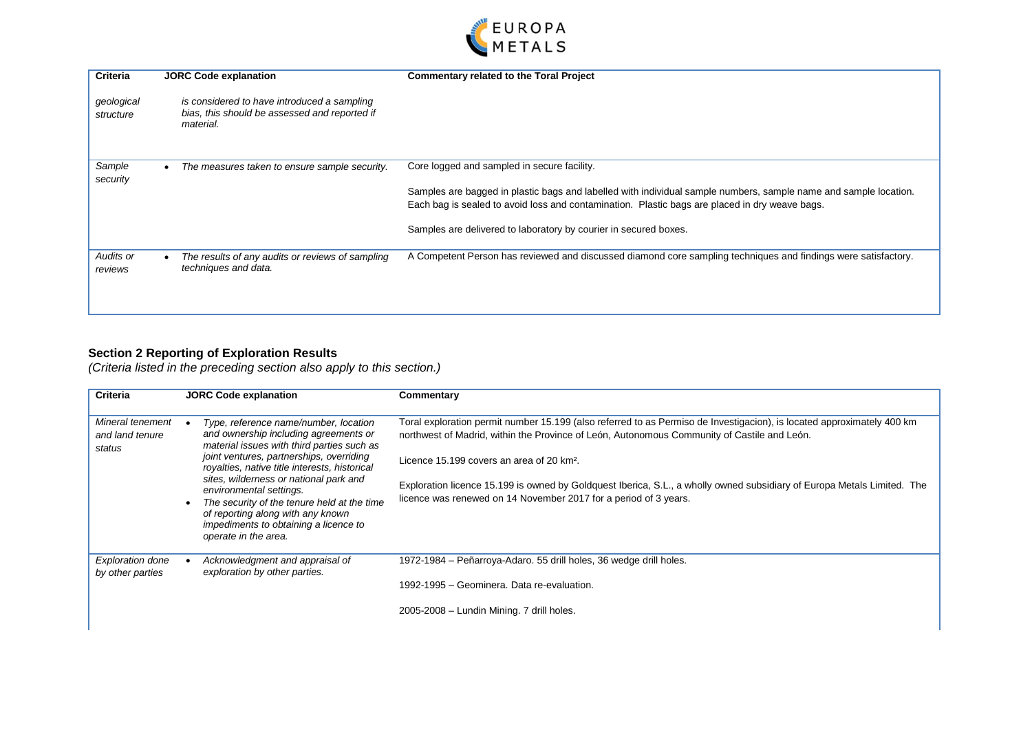| Criteria | JORC Code explanation | Commentary related to the Toral Project |
|---|---|---|
| *geological structure* | *is considered to have introduced a sampling bias, this should be assessed and reported if material.* | |
| *Sample security* | • *The measures taken to ensure sample security.* | Core logged and sampled in secure facility.<br><br>Samples are bagged in plastic bags and labelled with individual sample numbers, sample name and sample location. Each bag is sealed to avoid loss and contamination. Plastic bags are placed in dry weave bags.<br><br>Samples are delivered to laboratory by courier in secured boxes. |
| *Audits or reviews* | • *The results of any audits or reviews of sampling techniques and data.* | A Competent Person has reviewed and discussed diamond core sampling techniques and findings were satisfactory. |

## Section 2 Reporting of Exploration Results

*(Criteria listed in the preceding section also apply to this section.)*

| Criteria | JORC Code explanation | Commentary |
|---|---|---|
| *Mineral tenement and land tenure status* | • *Type, reference name/number, location and ownership including agreements or material issues with third parties such as joint ventures, partnerships, overriding royalties, native title interests, historical sites, wilderness or national park and environmental settings.*<br>• *The security of the tenure held at the time of reporting along with any known impediments to obtaining a licence to operate in the area.* | Toral exploration permit number 15.199 (also referred to as Permiso de Investigacion), is located approximately 400 km northwest of Madrid, within the Province of León, Autonomous Community of Castile and León.<br><br>Licence 15.199 covers an area of 20 km².<br><br>Exploration licence 15.199 is owned by Goldquest Iberica, S.L., a wholly owned subsidiary of Europa Metals Limited. The licence was renewed on 14 November 2017 for a period of 3 years. |
| *Exploration done by other parties* | • *Acknowledgment and appraisal of exploration by other parties.* | 1972-1984 – Peñarroya-Adaro. 55 drill holes, 36 wedge drill holes.<br><br>1992-1995 – Geominera. Data re-evaluation.<br><br>2005-2008 – Lundin Mining. 7 drill holes. |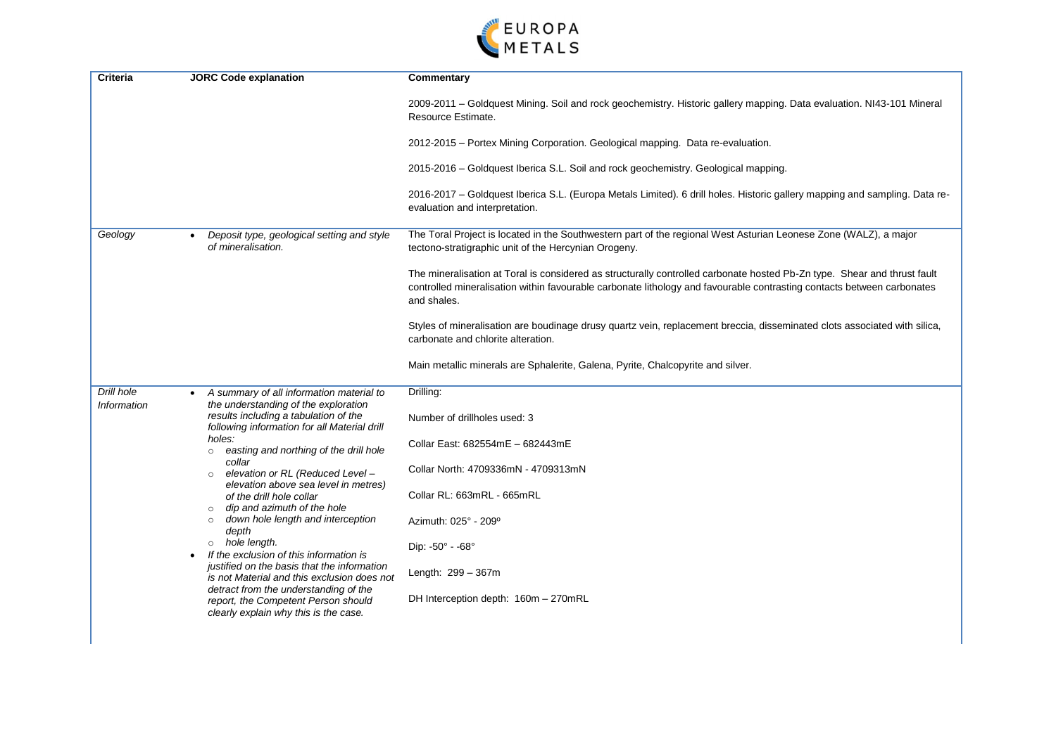| Criteria | JORC Code explanation | Commentary |
|---|---|---|
| | | 2009-2011 – Goldquest Mining. Soil and rock geochemistry. Historic gallery mapping. Data evaluation. NI43-101 Mineral Resource Estimate.<br><br>2012-2015 – Portex Mining Corporation. Geological mapping. Data re-evaluation.<br><br>2015-2016 – Goldquest Iberica S.L. Soil and rock geochemistry. Geological mapping.<br><br>2016-2017 – Goldquest Iberica S.L. (Europa Metals Limited). 6 drill holes. Historic gallery mapping and sampling. Data re-evaluation and interpretation. |
| *Geology* | • *Deposit type, geological setting and style of mineralisation.* | The Toral Project is located in the Southwestern part of the regional West Asturian Leonese Zone (WALZ), a major tectono-stratigraphic unit of the Hercynian Orogeny.<br><br>The mineralisation at Toral is considered as structurally controlled carbonate hosted Pb-Zn type. Shear and thrust fault controlled mineralisation within favourable carbonate lithology and favourable contrasting contacts between carbonates and shales.<br><br>Styles of mineralisation are boudinage drusy quartz vein, replacement breccia, disseminated clots associated with silica, carbonate and chlorite alteration.<br><br>Main metallic minerals are Sphalerite, Galena, Pyrite, Chalcopyrite and silver. |
| *Drill hole Information* | • *A summary of all information material to the understanding of the exploration results including a tabulation of the following information for all Material drill holes:*<br>&nbsp;&nbsp;○ *easting and northing of the drill hole collar*<br>&nbsp;&nbsp;○ *elevation or RL (Reduced Level – elevation above sea level in metres) of the drill hole collar*<br>&nbsp;&nbsp;○ *dip and azimuth of the hole*<br>&nbsp;&nbsp;○ *down hole length and interception depth*<br>&nbsp;&nbsp;○ *hole length.*<br>• *If the exclusion of this information is justified on the basis that the information is not Material and this exclusion does not detract from the understanding of the report, the Competent Person should clearly explain why this is the case.* | Drilling:<br><br>Number of drillholes used: 3<br><br>Collar East: 682554mE – 682443mE<br><br>Collar North: 4709336mN - 4709313mN<br><br>Collar RL: 663mRL - 665mRL<br><br>Azimuth: 025° - 209º<br><br>Dip: -50° - -68°<br><br>Length: 299 – 367m<br><br>DH Interception depth: 160m – 270mRL |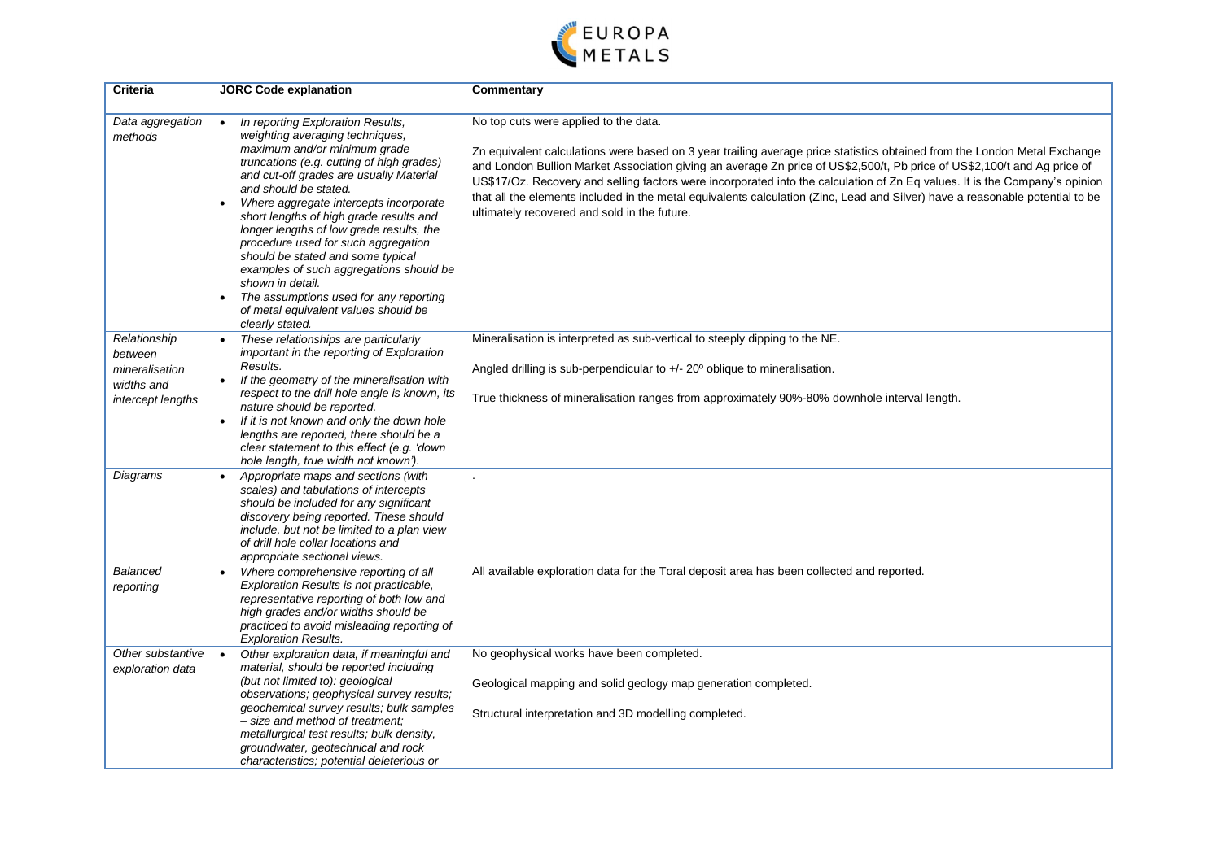| Criteria | JORC Code explanation | Commentary |
|---|---|---|
| *Data aggregation methods* | • *In reporting Exploration Results, weighting averaging techniques, maximum and/or minimum grade truncations (e.g. cutting of high grades) and cut-off grades are usually Material and should be stated.*<br>• *Where aggregate intercepts incorporate short lengths of high grade results and longer lengths of low grade results, the procedure used for such aggregation should be stated and some typical examples of such aggregations should be shown in detail.*<br>• *The assumptions used for any reporting of metal equivalent values should be clearly stated.* | No top cuts were applied to the data.<br><br>Zn equivalent calculations were based on 3 year trailing average price statistics obtained from the London Metal Exchange and London Bullion Market Association giving an average Zn price of US$2,500/t, Pb price of US$2,100/t and Ag price of US$17/Oz. Recovery and selling factors were incorporated into the calculation of Zn Eq values. It is the Company's opinion that all the elements included in the metal equivalents calculation (Zinc, Lead and Silver) have a reasonable potential to be ultimately recovered and sold in the future. |
| *Relationship between mineralisation widths and intercept lengths* | • *These relationships are particularly important in the reporting of Exploration Results.*<br>• *If the geometry of the mineralisation with respect to the drill hole angle is known, its nature should be reported.*<br>• *If it is not known and only the down hole lengths are reported, there should be a clear statement to this effect (e.g. 'down hole length, true width not known').* | Mineralisation is interpreted as sub-vertical to steeply dipping to the NE.<br><br>Angled drilling is sub-perpendicular to +/- 20º oblique to mineralisation.<br><br>True thickness of mineralisation ranges from approximately 90%-80% downhole interval length. |
| *Diagrams* | • *Appropriate maps and sections (with scales) and tabulations of intercepts should be included for any significant discovery being reported. These should include, but not be limited to a plan view of drill hole collar locations and appropriate sectional views.* | . |
| *Balanced reporting* | • *Where comprehensive reporting of all Exploration Results is not practicable, representative reporting of both low and high grades and/or widths should be practiced to avoid misleading reporting of Exploration Results.* | All available exploration data for the Toral deposit area has been collected and reported. |
| *Other substantive exploration data* | • *Other exploration data, if meaningful and material, should be reported including (but not limited to): geological observations; geophysical survey results; geochemical survey results; bulk samples – size and method of treatment; metallurgical test results; bulk density, groundwater, geotechnical and rock characteristics; potential deleterious or* | No geophysical works have been completed.<br><br>Geological mapping and solid geology map generation completed.<br><br>Structural interpretation and 3D modelling completed. |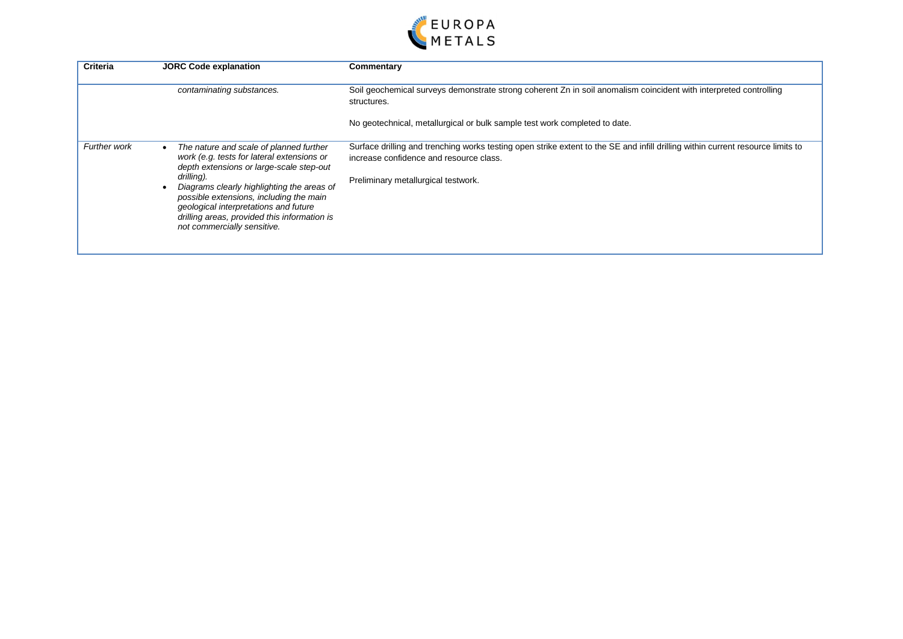| Criteria | JORC Code explanation | Commentary |
|---|---|---|
| | *contaminating substances.* | Soil geochemical surveys demonstrate strong coherent Zn in soil anomalism coincident with interpreted controlling structures.<br><br>No geotechnical, metallurgical or bulk sample test work completed to date. |
| *Further work* | • *The nature and scale of planned further work (e.g. tests for lateral extensions or depth extensions or large-scale step-out drilling).*<br>• *Diagrams clearly highlighting the areas of possible extensions, including the main geological interpretations and future drilling areas, provided this information is not commercially sensitive.* | Surface drilling and trenching works testing open strike extent to the SE and infill drilling within current resource limits to increase confidence and resource class.<br><br>Preliminary metallurgical testwork. |